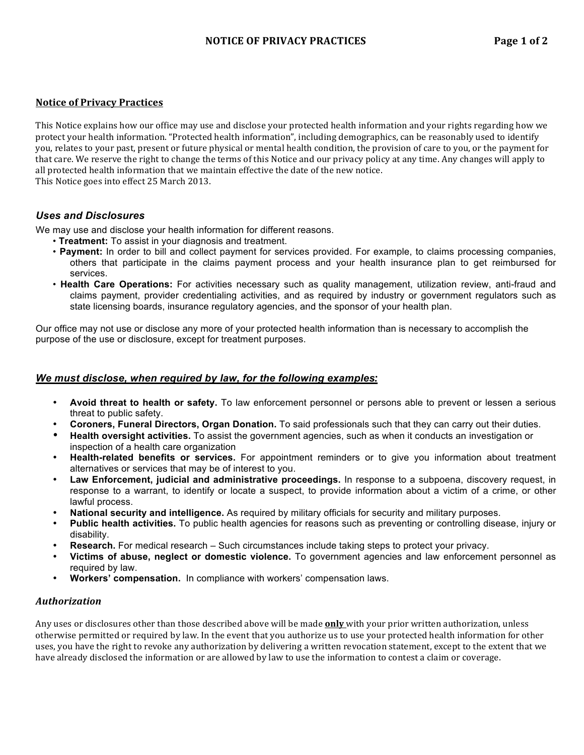## Notice of Privacy Practices

This Notice explains how our office may use and disclose your protected health information and your rights regarding how we protect your health information. "Protected health information", including demographics, can be reasonably used to identify you, relates to your past, present or future physical or mental health condition, the provision of care to you, or the payment for that care. We reserve the right to change the terms of this Notice and our privacy policy at any time. Any changes will apply to all protected health information that we maintain effective the date of the new notice.
This Notice goes into effect 25 March 2013.

### *Uses and Disclosures*

We may use and disclose your health information for different reasons.

- **Treatment:** To assist in your diagnosis and treatment.
- **Payment:** In order to bill and collect payment for services provided. For example, to claims processing companies, others that participate in the claims payment process and your health insurance plan to get reimbursed for services.
- **Health Care Operations:** For activities necessary such as quality management, utilization review, anti-fraud and claims payment, provider credentialing activities, and as required by industry or government regulators such as state licensing boards, insurance regulatory agencies, and the sponsor of your health plan.

Our office may not use or disclose any more of your protected health information than is necessary to accomplish the purpose of the use or disclosure, except for treatment purposes.

### ***We must disclose, when required by law, for the following examples:***

- **Avoid threat to health or safety.** To law enforcement personnel or persons able to prevent or lessen a serious threat to public safety.
- **Coroners, Funeral Directors, Organ Donation.** To said professionals such that they can carry out their duties.
- **Health oversight activities.** To assist the government agencies, such as when it conducts an investigation or inspection of a health care organization
- **Health-related benefits or services.** For appointment reminders or to give you information about treatment alternatives or services that may be of interest to you.
- **Law Enforcement, judicial and administrative proceedings.** In response to a subpoena, discovery request, in response to a warrant, to identify or locate a suspect, to provide information about a victim of a crime, or other lawful process.
- **National security and intelligence.** As required by military officials for security and military purposes.
- **Public health activities.** To public health agencies for reasons such as preventing or controlling disease, injury or disability.
- **Research.** For medical research – Such circumstances include taking steps to protect your privacy.
- **Victims of abuse, neglect or domestic violence.** To government agencies and law enforcement personnel as required by law.
- **Workers' compensation.** In compliance with workers' compensation laws.

### *Authorization*

Any uses or disclosures other than those described above will be made **only** with your prior written authorization, unless otherwise permitted or required by law. In the event that you authorize us to use your protected health information for other uses, you have the right to revoke any authorization by delivering a written revocation statement, except to the extent that we have already disclosed the information or are allowed by law to use the information to contest a claim or coverage.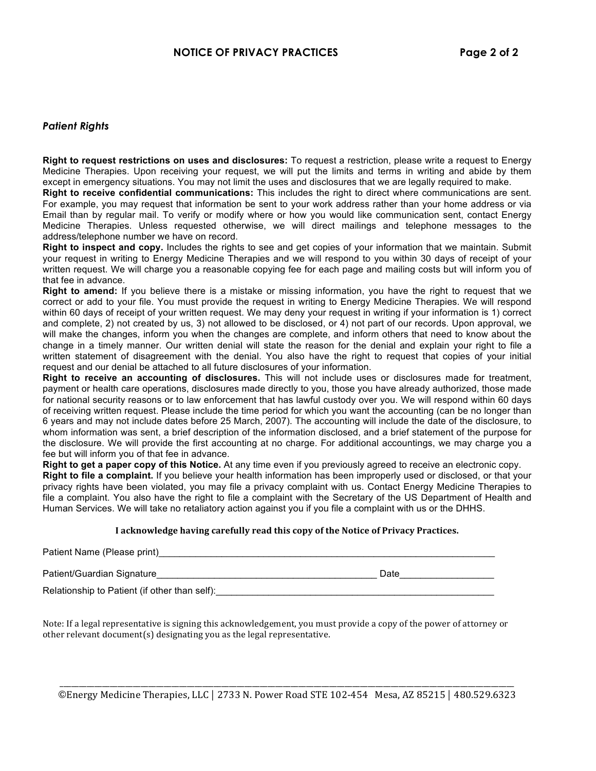*Patient Rights*

**Right to request restrictions on uses and disclosures:** To request a restriction, please write a request to Energy Medicine Therapies. Upon receiving your request, we will put the limits and terms in writing and abide by them except in emergency situations. You may not limit the uses and disclosures that we are legally required to make.
**Right to receive confidential communications:** This includes the right to direct where communications are sent. For example, you may request that information be sent to your work address rather than your home address or via Email than by regular mail. To verify or modify where or how you would like communication sent, contact Energy Medicine Therapies. Unless requested otherwise, we will direct mailings and telephone messages to the address/telephone number we have on record.
**Right to inspect and copy.** Includes the rights to see and get copies of your information that we maintain. Submit your request in writing to Energy Medicine Therapies and we will respond to you within 30 days of receipt of your written request. We will charge you a reasonable copying fee for each page and mailing costs but will inform you of that fee in advance.
**Right to amend:** If you believe there is a mistake or missing information, you have the right to request that we correct or add to your file. You must provide the request in writing to Energy Medicine Therapies. We will respond within 60 days of receipt of your written request. We may deny your request in writing if your information is 1) correct and complete, 2) not created by us, 3) not allowed to be disclosed, or 4) not part of our records. Upon approval, we will make the changes, inform you when the changes are complete, and inform others that need to know about the change in a timely manner. Our written denial will state the reason for the denial and explain your right to file a written statement of disagreement with the denial. You also have the right to request that copies of your initial request and our denial be attached to all future disclosures of your information.
**Right to receive an accounting of disclosures.** This will not include uses or disclosures made for treatment, payment or health care operations, disclosures made directly to you, those you have already authorized, those made for national security reasons or to law enforcement that has lawful custody over you. We will respond within 60 days of receiving written request. Please include the time period for which you want the accounting (can be no longer than 6 years and may not include dates before 25 March, 2007). The accounting will include the date of the disclosure, to whom information was sent, a brief description of the information disclosed, and a brief statement of the purpose for the disclosure. We will provide the first accounting at no charge. For additional accountings, we may charge you a fee but will inform you of that fee in advance.
**Right to get a paper copy of this Notice.** At any time even if you previously agreed to receive an electronic copy.
**Right to file a complaint.** If you believe your health information has been improperly used or disclosed, or that your privacy rights have been violated, you may file a privacy complaint with us. Contact Energy Medicine Therapies to file a complaint. You also have the right to file a complaint with the Secretary of the US Department of Health and Human Services. We will take no retaliatory action against you if you file a complaint with us or the DHHS.

**I acknowledge having carefully read this copy of the Notice of Privacy Practices.**

Patient Name (Please print)_____________________________________________________________________

Patient/Guardian Signature____________________________________________ Date__________________

Relationship to Patient (if other than self):________________________________________________________

Note: If a legal representative is signing this acknowledgement, you must provide a copy of the power of attorney or other relevant document(s) designating you as the legal representative.

©Energy Medicine Therapies, LLC | 2733 N. Power Road STE 102-454 Mesa, AZ 85215 | 480.529.6323